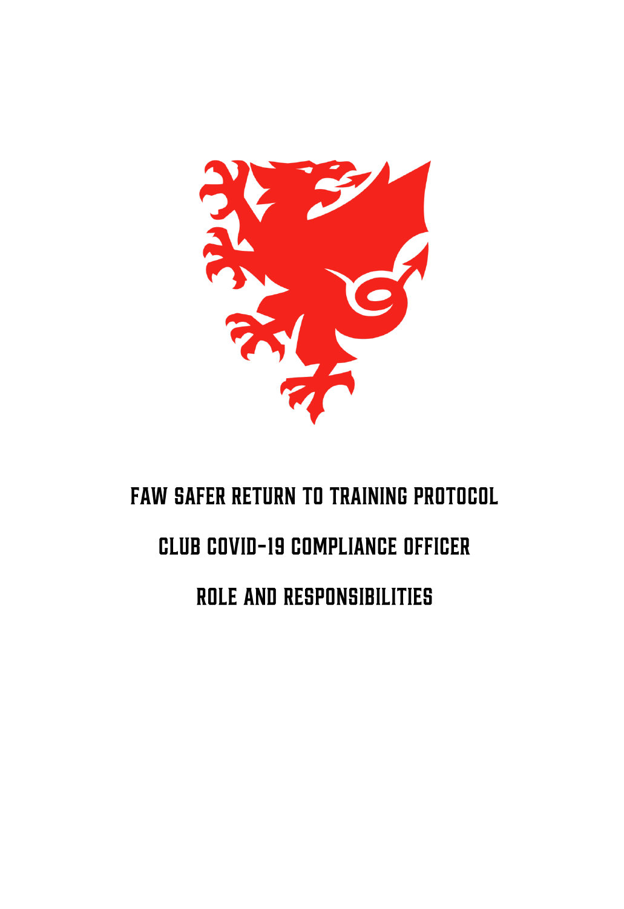# FAW SAFER RETURN TO TRAINING PROTOCOL

# CLUB COVID-19 COMPLIANCE OFFICER

# ROLE AND RESPONSIBILITIES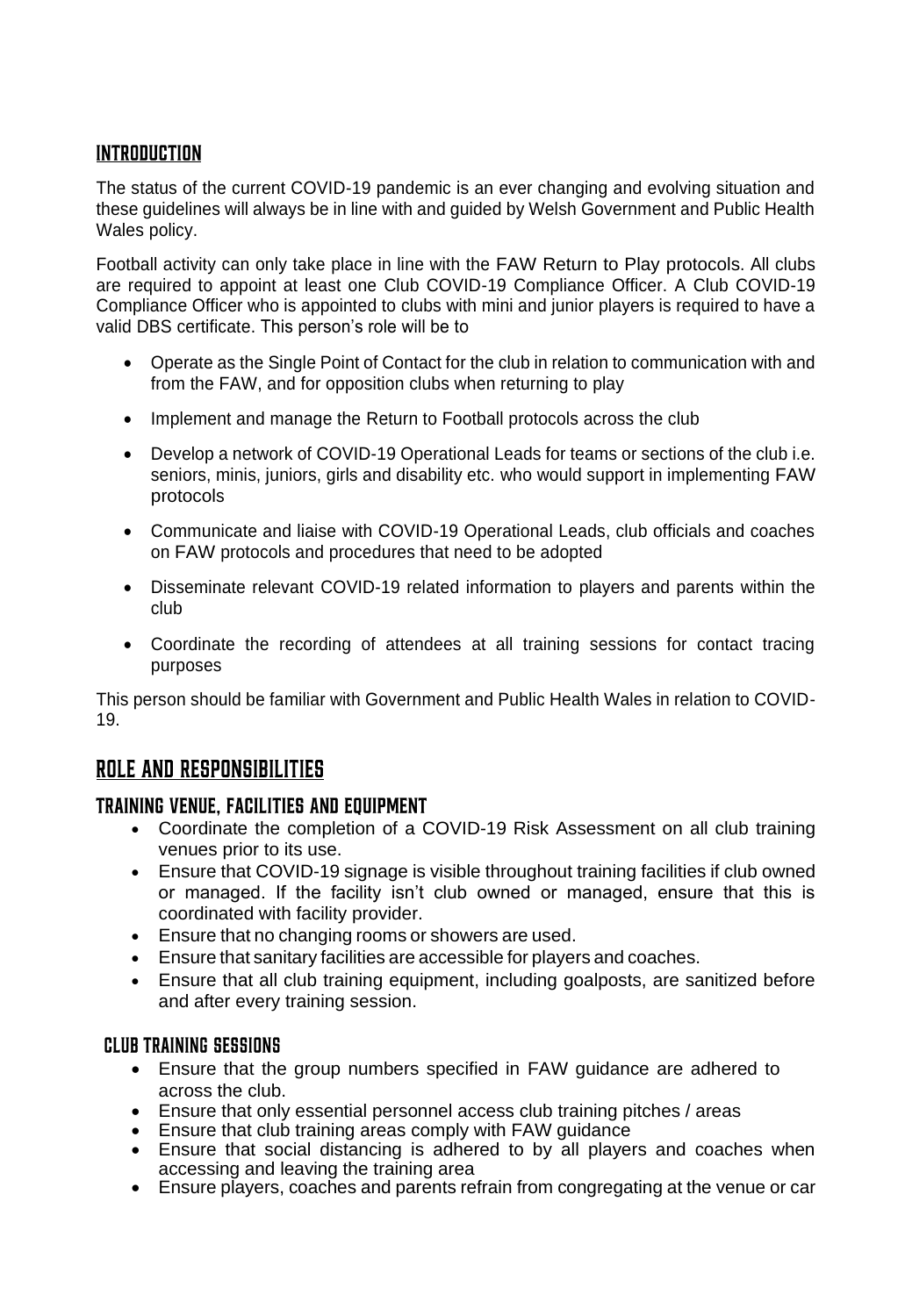## INTRODUCTION

The status of the current COVID-19 pandemic is an ever changing and evolving situation and these guidelines will always be in line with and guided by Welsh Government and Public Health Wales policy.

Football activity can only take place in line with the FAW Return to Play protocols. All clubs are required to appoint at least one Club COVID-19 Compliance Officer. A Club COVID-19 Compliance Officer who is appointed to clubs with mini and junior players is required to have a valid DBS certificate. This person's role will be to

- Operate as the Single Point of Contact for the club in relation to communication with and from the FAW, and for opposition clubs when returning to play
- Implement and manage the Return to Football protocols across the club
- Develop a network of COVID-19 Operational Leads for teams or sections of the club i.e. seniors, minis, juniors, girls and disability etc. who would support in implementing FAW protocols
- Communicate and liaise with COVID-19 Operational Leads, club officials and coaches on FAW protocols and procedures that need to be adopted
- Disseminate relevant COVID-19 related information to players and parents within the club
- Coordinate the recording of attendees at all training sessions for contact tracing purposes

This person should be familiar with Government and Public Health Wales in relation to COVID-19.

## ROLE AND RESPONSIBILITIES

### TRAINING VENUE, FACILITIES AND EQUIPMENT

- Coordinate the completion of a COVID-19 Risk Assessment on all club training venues prior to its use.
- Ensure that COVID-19 signage is visible throughout training facilities if club owned or managed. If the facility isn't club owned or managed, ensure that this is coordinated with facility provider.
- Ensure that no changing rooms or showers are used.
- Ensure that sanitary facilities are accessible for players and coaches.
- Ensure that all club training equipment, including goalposts, are sanitized before and after every training session.

### CLUB TRAINING SESSIONS

- Ensure that the group numbers specified in FAW guidance are adhered to across the club.
- Ensure that only essential personnel access club training pitches / areas
- Ensure that club training areas comply with FAW guidance
- Ensure that social distancing is adhered to by all players and coaches when accessing and leaving the training area
- Ensure players, coaches and parents refrain from congregating at the venue or car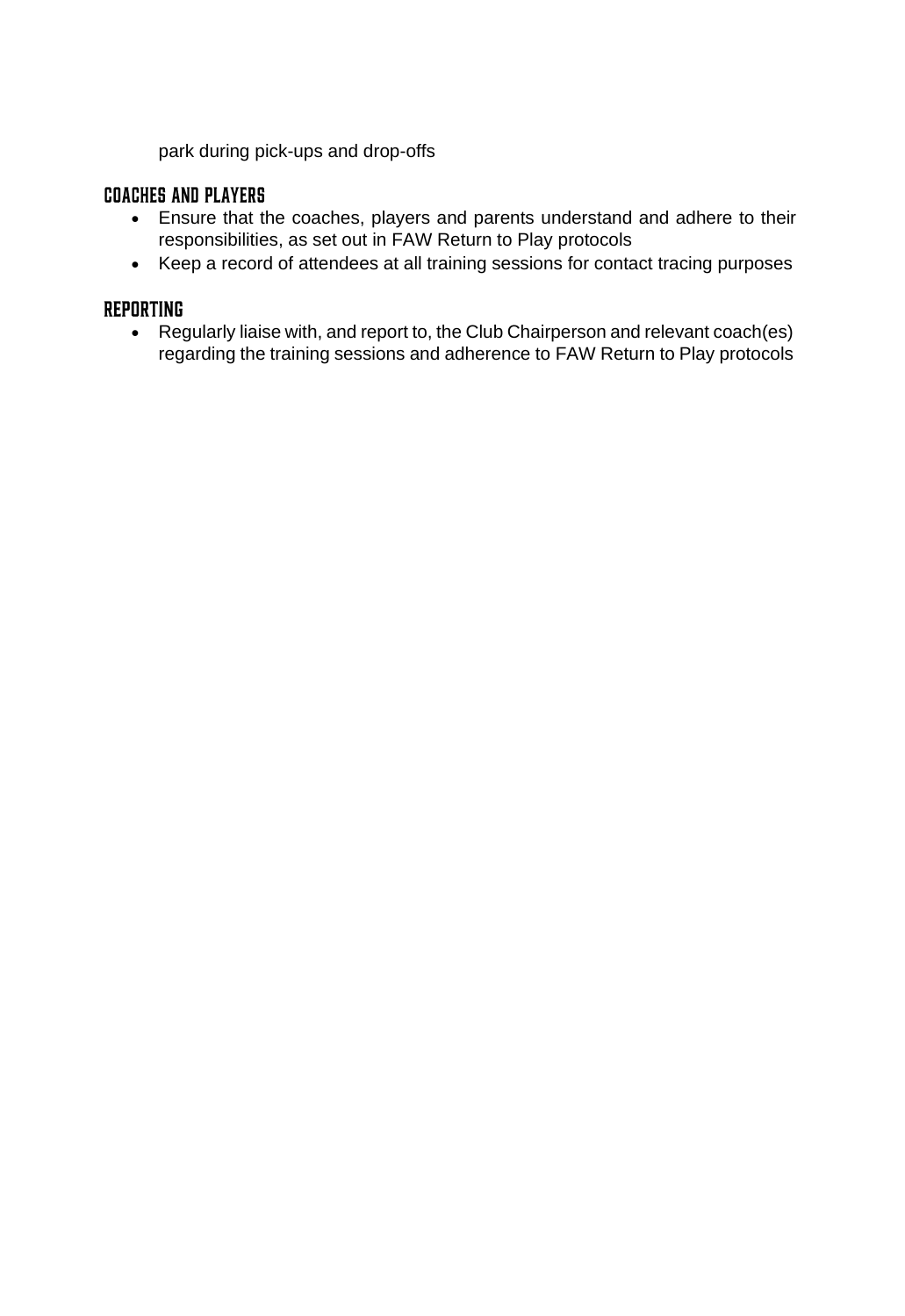park during pick-ups and drop-offs

## COACHES AND PLAYERS

- Ensure that the coaches, players and parents understand and adhere to their responsibilities, as set out in FAW Return to Play protocols
- Keep a record of attendees at all training sessions for contact tracing purposes

## REPORTING

- Regularly liaise with, and report to, the Club Chairperson and relevant coach(es) regarding the training sessions and adherence to FAW Return to Play protocols